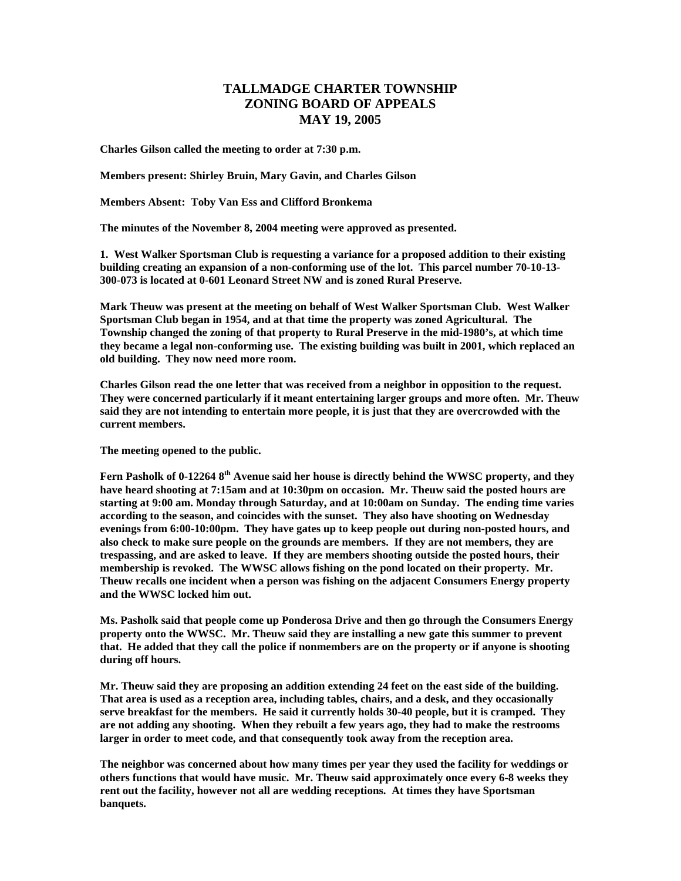# TALLMADGE CHARTER TOWNSHIP
# ZONING BOARD OF APPEALS
# MAY 19, 2005

**Charles Gilson called the meeting to order at 7:30 p.m.**

**Members present: Shirley Bruin, Mary Gavin, and Charles Gilson**

**Members Absent: Toby Van Ess and Clifford Bronkema**

**The minutes of the November 8, 2004 meeting were approved as presented.**

**1. West Walker Sportsman Club is requesting a variance for a proposed addition to their existing building creating an expansion of a non-conforming use of the lot. This parcel number 70-10-13-300-073 is located at 0-601 Leonard Street NW and is zoned Rural Preserve.**

**Mark Theuw was present at the meeting on behalf of West Walker Sportsman Club. West Walker Sportsman Club began in 1954, and at that time the property was zoned Agricultural. The Township changed the zoning of that property to Rural Preserve in the mid-1980's, at which time they became a legal non-conforming use. The existing building was built in 2001, which replaced an old building. They now need more room.**

**Charles Gilson read the one letter that was received from a neighbor in opposition to the request. They were concerned particularly if it meant entertaining larger groups and more often. Mr. Theuw said they are not intending to entertain more people, it is just that they are overcrowded with the current members.**

**The meeting opened to the public.**

**Fern Pasholk of 0-12264 8th Avenue said her house is directly behind the WWSC property, and they have heard shooting at 7:15am and at 10:30pm on occasion. Mr. Theuw said the posted hours are starting at 9:00 am. Monday through Saturday, and at 10:00am on Sunday. The ending time varies according to the season, and coincides with the sunset. They also have shooting on Wednesday evenings from 6:00-10:00pm. They have gates up to keep people out during non-posted hours, and also check to make sure people on the grounds are members. If they are not members, they are trespassing, and are asked to leave. If they are members shooting outside the posted hours, their membership is revoked. The WWSC allows fishing on the pond located on their property. Mr. Theuw recalls one incident when a person was fishing on the adjacent Consumers Energy property and the WWSC locked him out.**

**Ms. Pasholk said that people come up Ponderosa Drive and then go through the Consumers Energy property onto the WWSC. Mr. Theuw said they are installing a new gate this summer to prevent that. He added that they call the police if nonmembers are on the property or if anyone is shooting during off hours.**

**Mr. Theuw said they are proposing an addition extending 24 feet on the east side of the building. That area is used as a reception area, including tables, chairs, and a desk, and they occasionally serve breakfast for the members. He said it currently holds 30-40 people, but it is cramped. They are not adding any shooting. When they rebuilt a few years ago, they had to make the restrooms larger in order to meet code, and that consequently took away from the reception area.**

**The neighbor was concerned about how many times per year they used the facility for weddings or others functions that would have music. Mr. Theuw said approximately once every 6-8 weeks they rent out the facility, however not all are wedding receptions. At times they have Sportsman banquets.**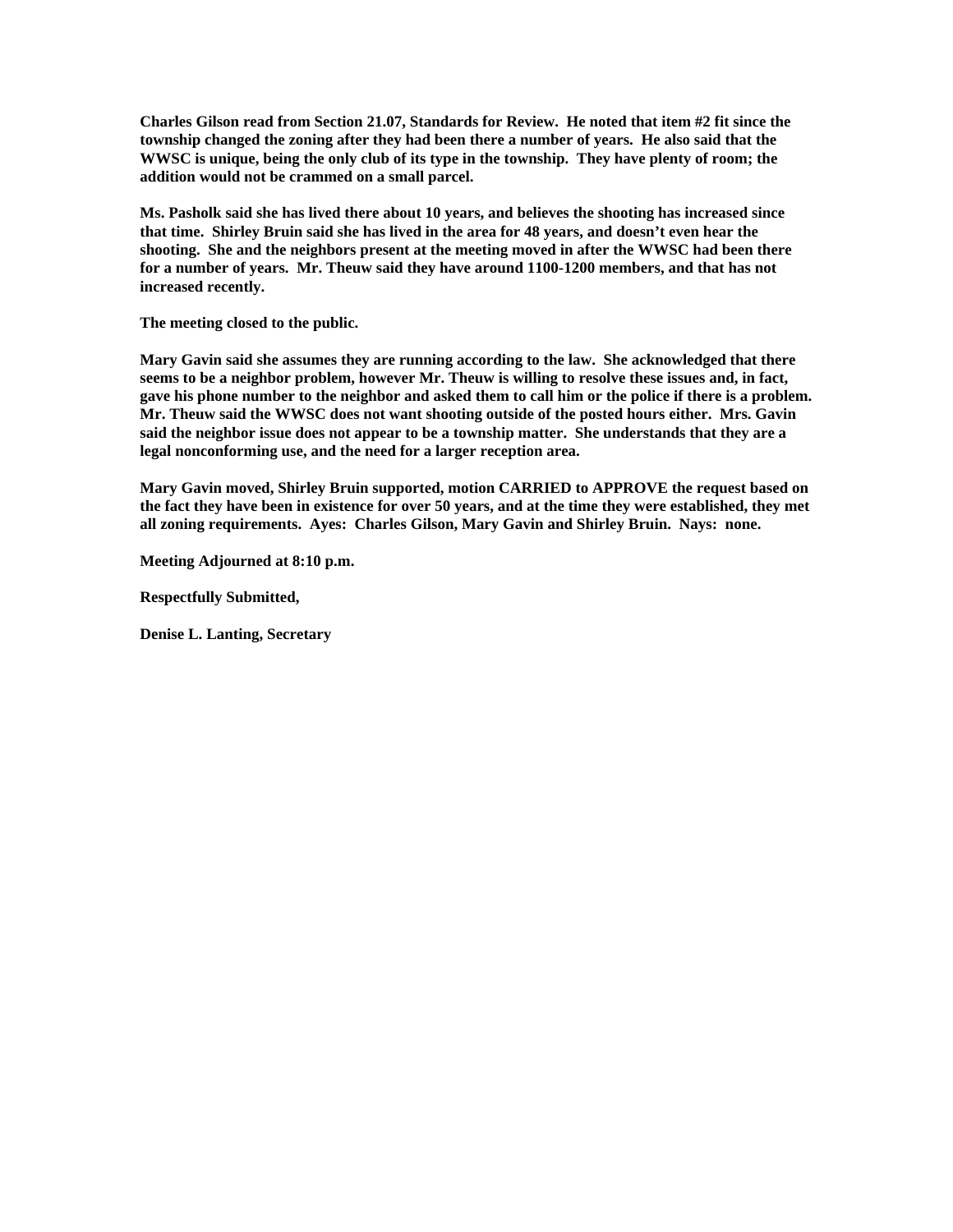**Charles Gilson read from Section 21.07, Standards for Review. He noted that item #2 fit since the township changed the zoning after they had been there a number of years. He also said that the WWSC is unique, being the only club of its type in the township. They have plenty of room; the addition would not be crammed on a small parcel.**

**Ms. Pasholk said she has lived there about 10 years, and believes the shooting has increased since that time. Shirley Bruin said she has lived in the area for 48 years, and doesn't even hear the shooting. She and the neighbors present at the meeting moved in after the WWSC had been there for a number of years. Mr. Theuw said they have around 1100-1200 members, and that has not increased recently.**

**The meeting closed to the public.**

**Mary Gavin said she assumes they are running according to the law. She acknowledged that there seems to be a neighbor problem, however Mr. Theuw is willing to resolve these issues and, in fact, gave his phone number to the neighbor and asked them to call him or the police if there is a problem. Mr. Theuw said the WWSC does not want shooting outside of the posted hours either. Mrs. Gavin said the neighbor issue does not appear to be a township matter. She understands that they are a legal nonconforming use, and the need for a larger reception area.**

**Mary Gavin moved, Shirley Bruin supported, motion CARRIED to APPROVE the request based on the fact they have been in existence for over 50 years, and at the time they were established, they met all zoning requirements. Ayes: Charles Gilson, Mary Gavin and Shirley Bruin. Nays: none.**

**Meeting Adjourned at 8:10 p.m.**

**Respectfully Submitted,**

**Denise L. Lanting, Secretary**